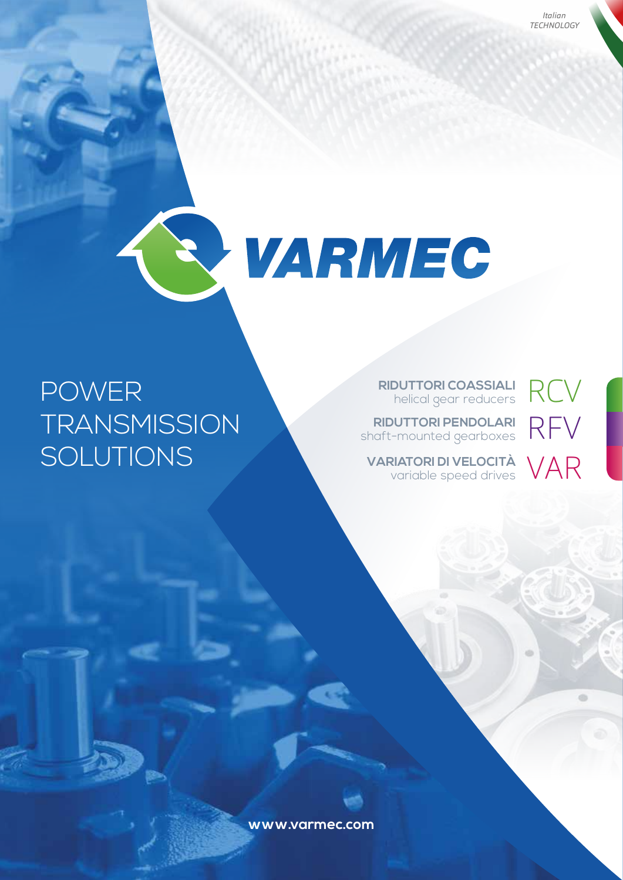*Italian TECHNOLOGY*

# VARMEC

# POWER TRANSMISSION SOLUTIONS

**RIDUTTORI COASSIALI** helical gear reducers — RCV

**RIDUTTORI PENDOLARI** shaft-mounted gearboxes — RFV

**VARIATORI DI VELOCITÀ** variable speed drives — VAR

**www.varmec.com**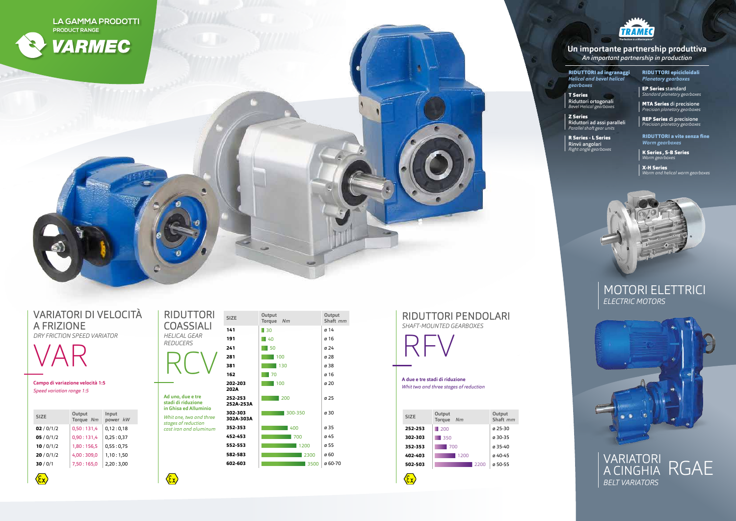## LA GAMMA PRODOTTI
PRODUCT RANGE

**VARMEC**

**TRAMEC**
"Perfection is a Masterpiece"

## Un importante partnership produttiva
*An important partnership in production*

**RIDUTTORI ad ingranaggi**
*Helical and bevel helical gearboxes*

**T Series**
Riduttori ortogonali
*Bevel Helical gearboxes*

**Z Series**
Riduttori ad assi paralleli
*Parallel shaft gear units*

**R Series - L Series**
Rinvii angolari
*Right angle gearboxes*

**RIDUTTORI epicicloidali**
*Planetary gearboxes*

**EP Series** standard
*Standard planetary gearboxes*

**MTA Series** di precisione
*Precision planetary gearboxes*

**REP Series** di precisione
*Precision planetary gearboxes*

**RIDUTTORI a vite senza fine**
*Worm gearboxes*

**K Series , S-B Series**
*Worm gearboxes*

**X-H Series**
*Worm and helical worm gearboxes*

## MOTORI ELETTRICI
*ELECTRIC MOTORS*

## VARIATORI DI VELOCITÀ A FRIZIONE
*DRY FRICTION SPEED VARIATOR*

# VAR

**Campo di variazione velocità 1:5**
*Speed variation range 1:5*

| SIZE | Output Torque *Nm* | Input power *kW* |
|---|---|---|
| **02** / 0/1/2 | 0,50 : 131,4 | 0,12 : 0,18 |
| **05** / 0/1/2 | 0,90 : 131,4 | 0,25 : 0,37 |
| **10** / 0/1/2 | 1,80 : 156,5 | 0,55 : 0,75 |
| **20** / 0/1/2 | 4,00 : 309,0 | 1,10 : 1,50 |
| **30** / 0/1 | 7,50 : 165,0 | 2,20 : 3,00 |

## RIDUTTORI COASSIALI
*HELICAL GEAR REDUCERS*

# RCV

**Ad uno, due e tre stadi di riduzione in Ghisa ed Alluminio**
*Whit one, two and three stages of reduction cast iron and aluminum*

| SIZE | Output Torque *Nm* | Output Shaft *mm* |
|---|---|---|
| **141** | 30 | ø 14 |
| **191** | 40 | ø 16 |
| **241** | 50 | ø 24 |
| **281** | 100 | ø 28 |
| **381** | 130 | ø 38 |
| **162** | 70 | ø 16 |
| **202-203 202A** | 100 | ø 20 |
| **252-253 252A-253A** | 200 | ø 25 |
| **302-303 302A-303A** | 300-350 | ø 30 |
| **352-353** | 400 | ø 35 |
| **452-453** | 700 | ø 45 |
| **552-553** | 1200 | ø 55 |
| **582-583** | 2300 | ø 60 |
| **602-603** | 3500 | ø 60-70 |

## RIDUTTORI PENDOLARI
*SHAFT-MOUNTED GEARBOXES*

# RFV

**A due e tre stadi di riduzione**
*Whit two and three stages of reduction*

| SIZE | Output Torque *Nm* | Output Shaft *mm* |
|---|---|---|
| **252-253** | 200 | ø 25-30 |
| **302-303** | 350 | ø 30-35 |
| **352-353** | 700 | ø 35-40 |
| **402-403** | 1200 | ø 40-45 |
| **502-503** | 2200 | ø 50-55 |

## VARIATORI A CINGHIA RGAE
*BELT VARIATORS*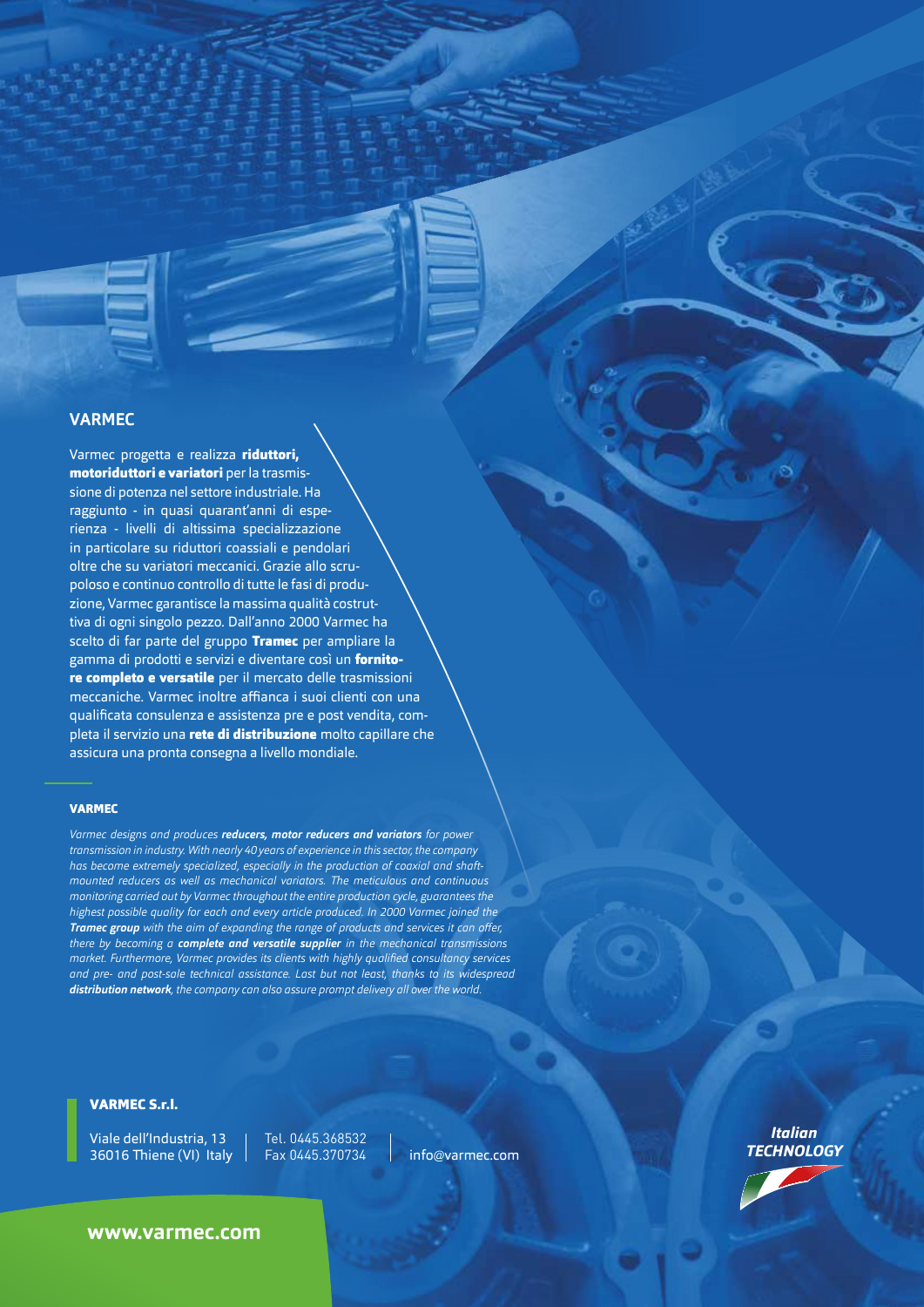## VARMEC

Varmec progetta e realizza **riduttori, motoriduttori e variatori** per la trasmissione di potenza nel settore industriale. Ha raggiunto - in quasi quarant'anni di esperienza - livelli di altissima specializzazione in particolare su riduttori coassiali e pendolari oltre che su variatori meccanici. Grazie allo scrupoloso e continuo controllo di tutte le fasi di produzione, Varmec garantisce la massima qualità costruttiva di ogni singolo pezzo. Dall'anno 2000 Varmec ha scelto di far parte del gruppo **Tramec** per ampliare la gamma di prodotti e servizi e diventare così un **fornitore completo e versatile** per il mercato delle trasmissioni meccaniche. Varmec inoltre affianca i suoi clienti con una qualificata consulenza e assistenza pre e post vendita, completa il servizio una **rete di distribuzione** molto capillare che assicura una pronta consegna a livello mondiale.

### VARMEC

*Varmec designs and produces* ***reducers, motor reducers and variators*** *for power transmission in industry. With nearly 40 years of experience in this sector, the company has become extremely specialized, especially in the production of coaxial and shaft-mounted reducers as well as mechanical variators. The meticulous and continuous monitoring carried out by Varmec throughout the entire production cycle, guarantees the highest possible quality for each and every article produced. In 2000 Varmec joined the* ***Tramec group*** *with the aim of expanding the range of products and services it can offer, there by becoming a* ***complete and versatile supplier*** *in the mechanical transmissions market. Furthermore, Varmec provides its clients with highly qualified consultancy services and pre- and post-sale technical assistance. Last but not least, thanks to its widespread* ***distribution network****, the company can also assure prompt delivery all over the world.*

**VARMEC S.r.l.**

Viale dell'Industria, 13
36016 Thiene (VI) Italy

Tel. 0445.368532
Fax 0445.370734

info@varmec.com

*Italian TECHNOLOGY*

**www.varmec.com**